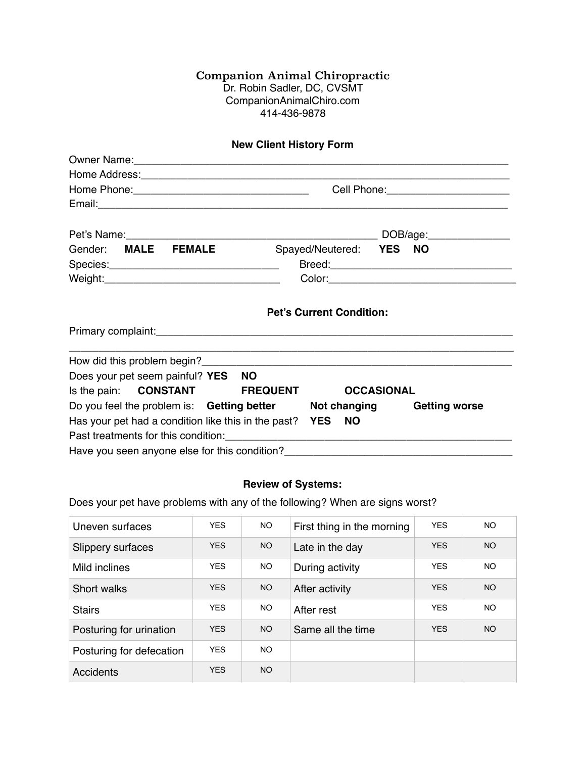# Companion Animal Chiropractic

Dr. Robin Sadler, DC, CVSMT
CompanionAnimalChiro.com
414-436-9878

## New Client History Form

Owner Name:_______________________________________________________________

Home Address:_____________________________________________________________

Home Phone:____________________________ Cell Phone:____________________

Email:____________________________________________________________________

Pet's Name:________________________________________ DOB/age:_____________

Gender: **MALE** **FEMALE** Spayed/Neutered: **YES** **NO**

Species:____________________________ Breed:______________________________

Weight:_____________________________ Color:______________________________

## Pet's Current Condition:

Primary complaint:________________________________________________________

__________________________________________________________________________

How did this problem begin?_______________________________________________

Does your pet seem painful? **YES** **NO**

Is the pain: **CONSTANT** **FREQUENT** **OCCASIONAL**

Do you feel the problem is: **Getting better** **Not changing** **Getting worse**

Has your pet had a condition like this in the past? **YES** **NO**

Past treatments for this condition:_______________________________________

Have you seen anyone else for this condition?_____________________________

## Review of Systems:

Does your pet have problems with any of the following? When are signs worst?

| | | | | | |
|---|---|---|---|---|---|
| Uneven surfaces | YES | NO | First thing in the morning | YES | NO |
| Slippery surfaces | YES | NO | Late in the day | YES | NO |
| Mild inclines | YES | NO | During activity | YES | NO |
| Short walks | YES | NO | After activity | YES | NO |
| Stairs | YES | NO | After rest | YES | NO |
| Posturing for urination | YES | NO | Same all the time | YES | NO |
| Posturing for defecation | YES | NO | | | |
| Accidents | YES | NO | | | |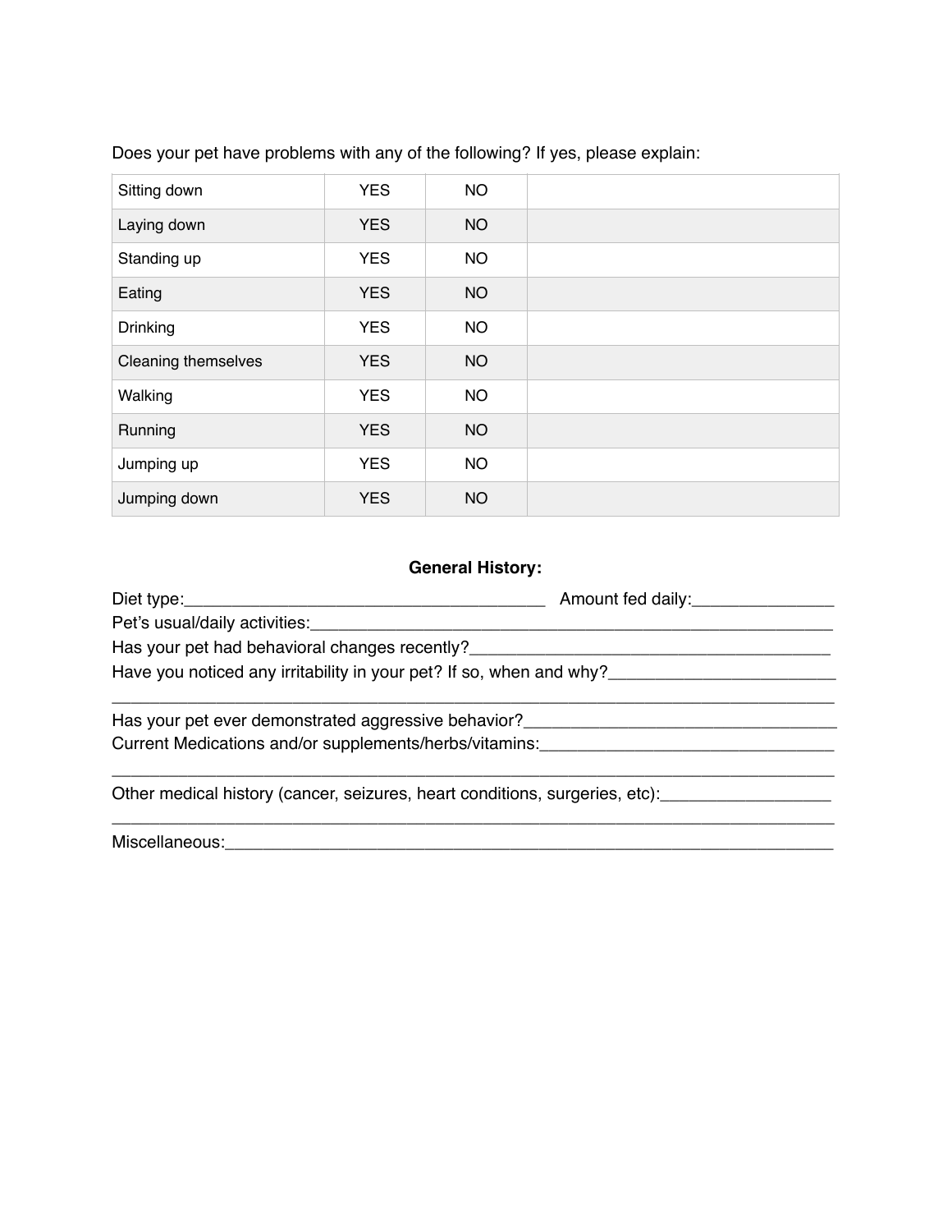Does your pet have problems with any of the following? If yes, please explain:

| | | | |
|---|---|---|---|
| Sitting down | YES | NO | |
| Laying down | YES | NO | |
| Standing up | YES | NO | |
| Eating | YES | NO | |
| Drinking | YES | NO | |
| Cleaning themselves | YES | NO | |
| Walking | YES | NO | |
| Running | YES | NO | |
| Jumping up | YES | NO | |
| Jumping down | YES | NO | |

**General History:**

Diet type:_______________________________________ Amount fed daily:_______________

Pet's usual/daily activities:_________________________________________________________

Has your pet had behavioral changes recently?_______________________________________

Have you noticed any irritability in your pet? If so, when and why?________________________

_____________________________________________________________________________

Has your pet ever demonstrated aggressive behavior?_________________________________

Current Medications and/or supplements/herbs/vitamins:_______________________________

_____________________________________________________________________________

Other medical history (cancer, seizures, heart conditions, surgeries, etc):_________________

_____________________________________________________________________________

Miscellaneous:_________________________________________________________________